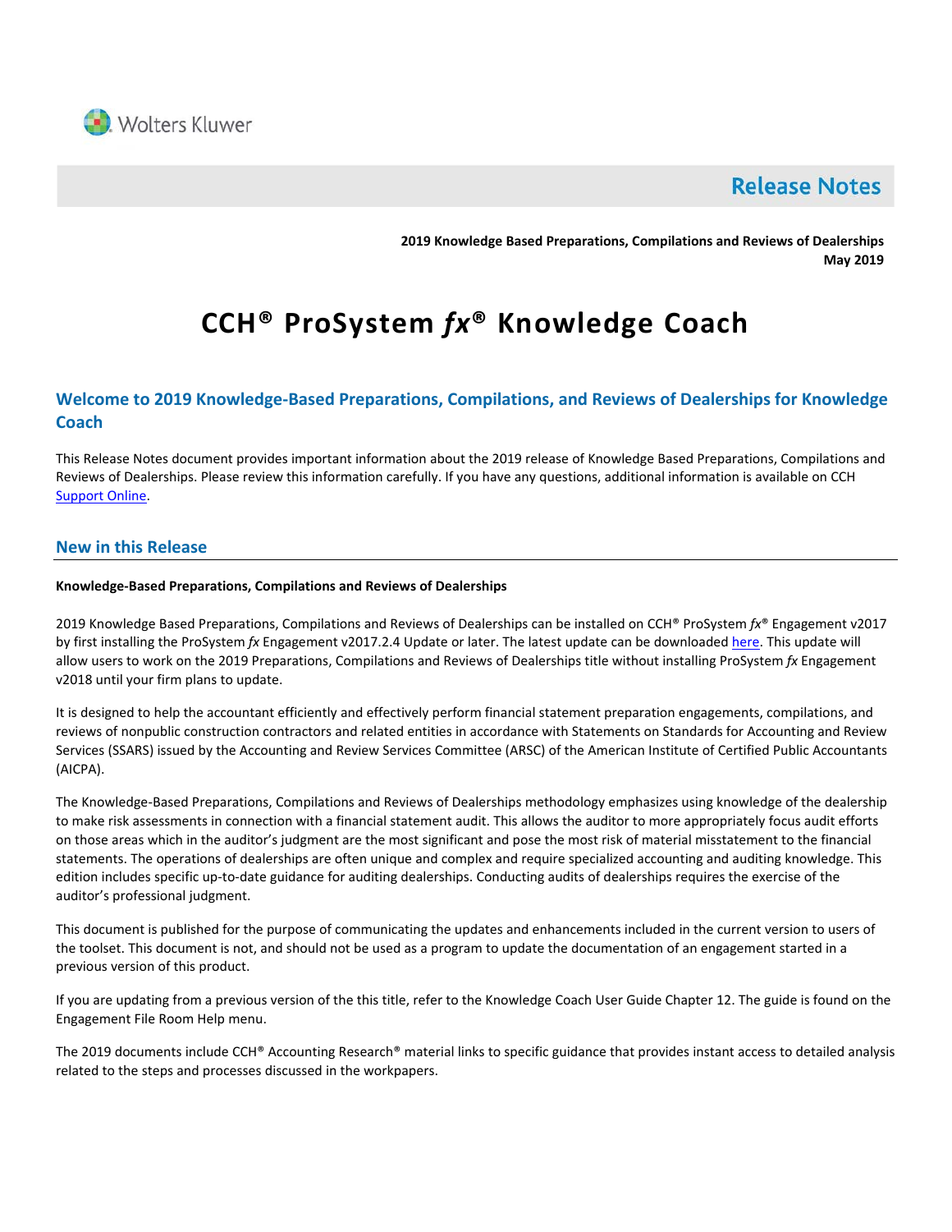Wolters Kluwer

# Release Notes

**2019 Knowledge Based Preparations, Compilations and Reviews of Dealerships**
**May 2019**

# CCH® ProSystem *fx*® Knowledge Coach

## Welcome to 2019 Knowledge-Based Preparations, Compilations, and Reviews of Dealerships for Knowledge Coach

This Release Notes document provides important information about the 2019 release of Knowledge Based Preparations, Compilations and Reviews of Dealerships. Please review this information carefully. If you have any questions, additional information is available on CCH Support Online.

## New in this Release

**Knowledge-Based Preparations, Compilations and Reviews of Dealerships**

2019 Knowledge Based Preparations, Compilations and Reviews of Dealerships can be installed on CCH® ProSystem *fx*® Engagement v2017 by first installing the ProSystem *fx* Engagement v2017.2.4 Update or later. The latest update can be downloaded here. This update will allow users to work on the 2019 Preparations, Compilations and Reviews of Dealerships title without installing ProSystem *fx* Engagement v2018 until your firm plans to update.

It is designed to help the accountant efficiently and effectively perform financial statement preparation engagements, compilations, and reviews of nonpublic construction contractors and related entities in accordance with Statements on Standards for Accounting and Review Services (SSARS) issued by the Accounting and Review Services Committee (ARSC) of the American Institute of Certified Public Accountants (AICPA).

The Knowledge-Based Preparations, Compilations and Reviews of Dealerships methodology emphasizes using knowledge of the dealership to make risk assessments in connection with a financial statement audit. This allows the auditor to more appropriately focus audit efforts on those areas which in the auditor's judgment are the most significant and pose the most risk of material misstatement to the financial statements. The operations of dealerships are often unique and complex and require specialized accounting and auditing knowledge. This edition includes specific up-to-date guidance for auditing dealerships. Conducting audits of dealerships requires the exercise of the auditor's professional judgment.

This document is published for the purpose of communicating the updates and enhancements included in the current version to users of the toolset. This document is not, and should not be used as a program to update the documentation of an engagement started in a previous version of this product.

If you are updating from a previous version of the this title, refer to the Knowledge Coach User Guide Chapter 12. The guide is found on the Engagement File Room Help menu.

The 2019 documents include CCH® Accounting Research® material links to specific guidance that provides instant access to detailed analysis related to the steps and processes discussed in the workpapers.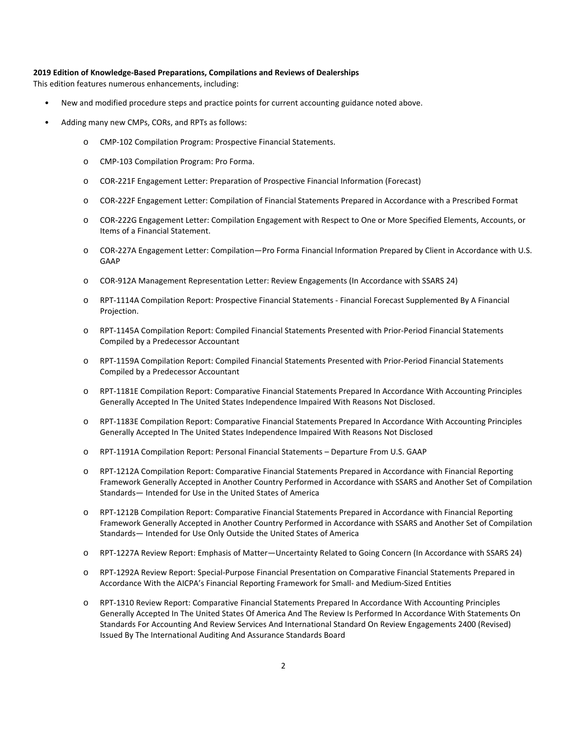**2019 Edition of Knowledge-Based Preparations, Compilations and Reviews of Dealerships**

This edition features numerous enhancements, including:

- New and modified procedure steps and practice points for current accounting guidance noted above.
- Adding many new CMPs, CORs, and RPTs as follows:
    - CMP-102 Compilation Program: Prospective Financial Statements.
    - CMP-103 Compilation Program: Pro Forma.
    - COR-221F Engagement Letter: Preparation of Prospective Financial Information (Forecast)
    - COR-222F Engagement Letter: Compilation of Financial Statements Prepared in Accordance with a Prescribed Format
    - COR-222G Engagement Letter: Compilation Engagement with Respect to One or More Specified Elements, Accounts, or Items of a Financial Statement.
    - COR-227A Engagement Letter: Compilation—Pro Forma Financial Information Prepared by Client in Accordance with U.S. GAAP
    - COR-912A Management Representation Letter: Review Engagements (In Accordance with SSARS 24)
    - RPT-1114A Compilation Report: Prospective Financial Statements - Financial Forecast Supplemented By A Financial Projection.
    - RPT-1145A Compilation Report: Compiled Financial Statements Presented with Prior-Period Financial Statements Compiled by a Predecessor Accountant
    - RPT-1159A Compilation Report: Compiled Financial Statements Presented with Prior-Period Financial Statements Compiled by a Predecessor Accountant
    - RPT-1181E Compilation Report: Comparative Financial Statements Prepared In Accordance With Accounting Principles Generally Accepted In The United States Independence Impaired With Reasons Not Disclosed.
    - RPT-1183E Compilation Report: Comparative Financial Statements Prepared In Accordance With Accounting Principles Generally Accepted In The United States Independence Impaired With Reasons Not Disclosed
    - RPT-1191A Compilation Report: Personal Financial Statements – Departure From U.S. GAAP
    - RPT-1212A Compilation Report: Comparative Financial Statements Prepared in Accordance with Financial Reporting Framework Generally Accepted in Another Country Performed in Accordance with SSARS and Another Set of Compilation Standards— Intended for Use in the United States of America
    - RPT-1212B Compilation Report: Comparative Financial Statements Prepared in Accordance with Financial Reporting Framework Generally Accepted in Another Country Performed in Accordance with SSARS and Another Set of Compilation Standards— Intended for Use Only Outside the United States of America
    - RPT-1227A Review Report: Emphasis of Matter—Uncertainty Related to Going Concern (In Accordance with SSARS 24)
    - RPT-1292A Review Report: Special-Purpose Financial Presentation on Comparative Financial Statements Prepared in Accordance With the AICPA's Financial Reporting Framework for Small- and Medium-Sized Entities
    - RPT-1310 Review Report: Comparative Financial Statements Prepared In Accordance With Accounting Principles Generally Accepted In The United States Of America And The Review Is Performed In Accordance With Statements On Standards For Accounting And Review Services And International Standard On Review Engagements 2400 (Revised) Issued By The International Auditing And Assurance Standards Board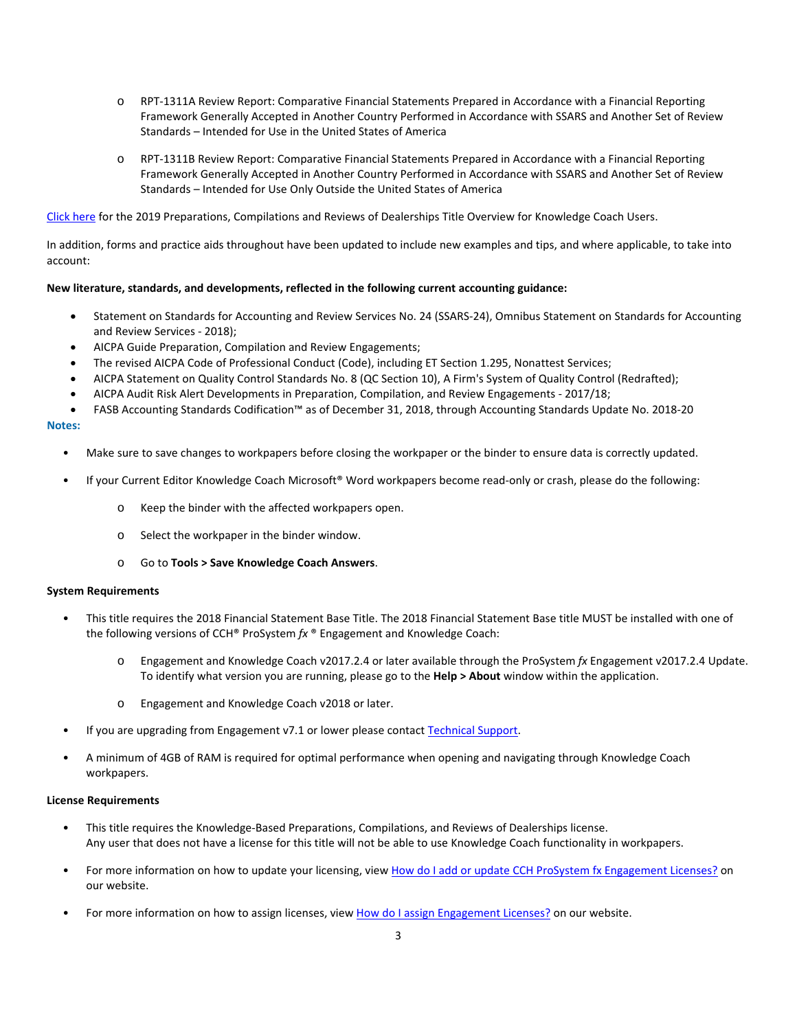- RPT-1311A Review Report: Comparative Financial Statements Prepared in Accordance with a Financial Reporting Framework Generally Accepted in Another Country Performed in Accordance with SSARS and Another Set of Review Standards – Intended for Use in the United States of America

  - RPT-1311B Review Report: Comparative Financial Statements Prepared in Accordance with a Financial Reporting Framework Generally Accepted in Another Country Performed in Accordance with SSARS and Another Set of Review Standards – Intended for Use Only Outside the United States of America

Click here for the 2019 Preparations, Compilations and Reviews of Dealerships Title Overview for Knowledge Coach Users.

In addition, forms and practice aids throughout have been updated to include new examples and tips, and where applicable, to take into account:

**New literature, standards, and developments, reflected in the following current accounting guidance:**

- Statement on Standards for Accounting and Review Services No. 24 (SSARS-24), Omnibus Statement on Standards for Accounting and Review Services - 2018);
- AICPA Guide Preparation, Compilation and Review Engagements;
- The revised AICPA Code of Professional Conduct (Code), including ET Section 1.295, Nonattest Services;
- AICPA Statement on Quality Control Standards No. 8 (QC Section 10), A Firm's System of Quality Control (Redrafted);
- AICPA Audit Risk Alert Developments in Preparation, Compilation, and Review Engagements - 2017/18;
- FASB Accounting Standards Codification™ as of December 31, 2018, through Accounting Standards Update No. 2018-20

**Notes:**

- Make sure to save changes to workpapers before closing the workpaper or the binder to ensure data is correctly updated.

- If your Current Editor Knowledge Coach Microsoft® Word workpapers become read-only or crash, please do the following:

  - Keep the binder with the affected workpapers open.

  - Select the workpaper in the binder window.

  - Go to **Tools > Save Knowledge Coach Answers**.

**System Requirements**

- This title requires the 2018 Financial Statement Base Title. The 2018 Financial Statement Base title MUST be installed with one of the following versions of CCH® ProSystem *fx* ® Engagement and Knowledge Coach:

  - Engagement and Knowledge Coach v2017.2.4 or later available through the ProSystem *fx* Engagement v2017.2.4 Update. To identify what version you are running, please go to the **Help > About** window within the application.

  - Engagement and Knowledge Coach v2018 or later.

- If you are upgrading from Engagement v7.1 or lower please contact Technical Support.

- A minimum of 4GB of RAM is required for optimal performance when opening and navigating through Knowledge Coach workpapers.

**License Requirements**

- This title requires the Knowledge-Based Preparations, Compilations, and Reviews of Dealerships license.
  Any user that does not have a license for this title will not be able to use Knowledge Coach functionality in workpapers.

- For more information on how to update your licensing, view How do I add or update CCH ProSystem fx Engagement Licenses? on our website.

- For more information on how to assign licenses, view How do I assign Engagement Licenses? on our website.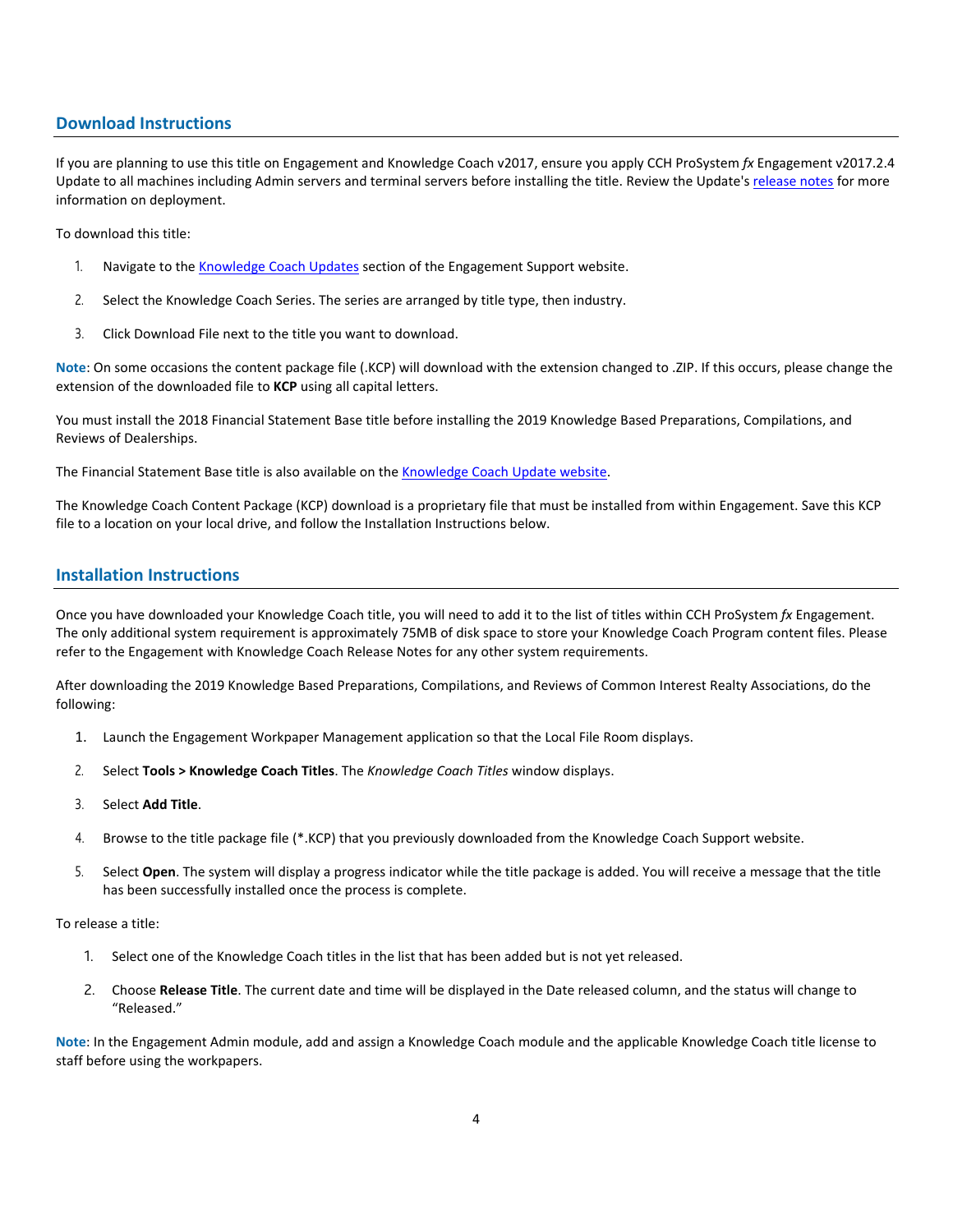## Download Instructions

If you are planning to use this title on Engagement and Knowledge Coach v2017, ensure you apply CCH ProSystem *fx* Engagement v2017.2.4 Update to all machines including Admin servers and terminal servers before installing the title. Review the Update's release notes for more information on deployment.

To download this title:

1. Navigate to the Knowledge Coach Updates section of the Engagement Support website.
2. Select the Knowledge Coach Series. The series are arranged by title type, then industry.
3. Click Download File next to the title you want to download.

**Note**: On some occasions the content package file (.KCP) will download with the extension changed to .ZIP. If this occurs, please change the extension of the downloaded file to **KCP** using all capital letters.

You must install the 2018 Financial Statement Base title before installing the 2019 Knowledge Based Preparations, Compilations, and Reviews of Dealerships.

The Financial Statement Base title is also available on the Knowledge Coach Update website.

The Knowledge Coach Content Package (KCP) download is a proprietary file that must be installed from within Engagement. Save this KCP file to a location on your local drive, and follow the Installation Instructions below.

## Installation Instructions

Once you have downloaded your Knowledge Coach title, you will need to add it to the list of titles within CCH ProSystem *fx* Engagement. The only additional system requirement is approximately 75MB of disk space to store your Knowledge Coach Program content files. Please refer to the Engagement with Knowledge Coach Release Notes for any other system requirements.

After downloading the 2019 Knowledge Based Preparations, Compilations, and Reviews of Common Interest Realty Associations, do the following:

1. Launch the Engagement Workpaper Management application so that the Local File Room displays.
2. Select **Tools > Knowledge Coach Titles**. The *Knowledge Coach Titles* window displays.
3. Select **Add Title**.
4. Browse to the title package file (*.KCP) that you previously downloaded from the Knowledge Coach Support website.
5. Select **Open**. The system will display a progress indicator while the title package is added. You will receive a message that the title has been successfully installed once the process is complete.

To release a title:

1. Select one of the Knowledge Coach titles in the list that has been added but is not yet released.
2. Choose **Release Title**. The current date and time will be displayed in the Date released column, and the status will change to "Released."

**Note**: In the Engagement Admin module, add and assign a Knowledge Coach module and the applicable Knowledge Coach title license to staff before using the workpapers.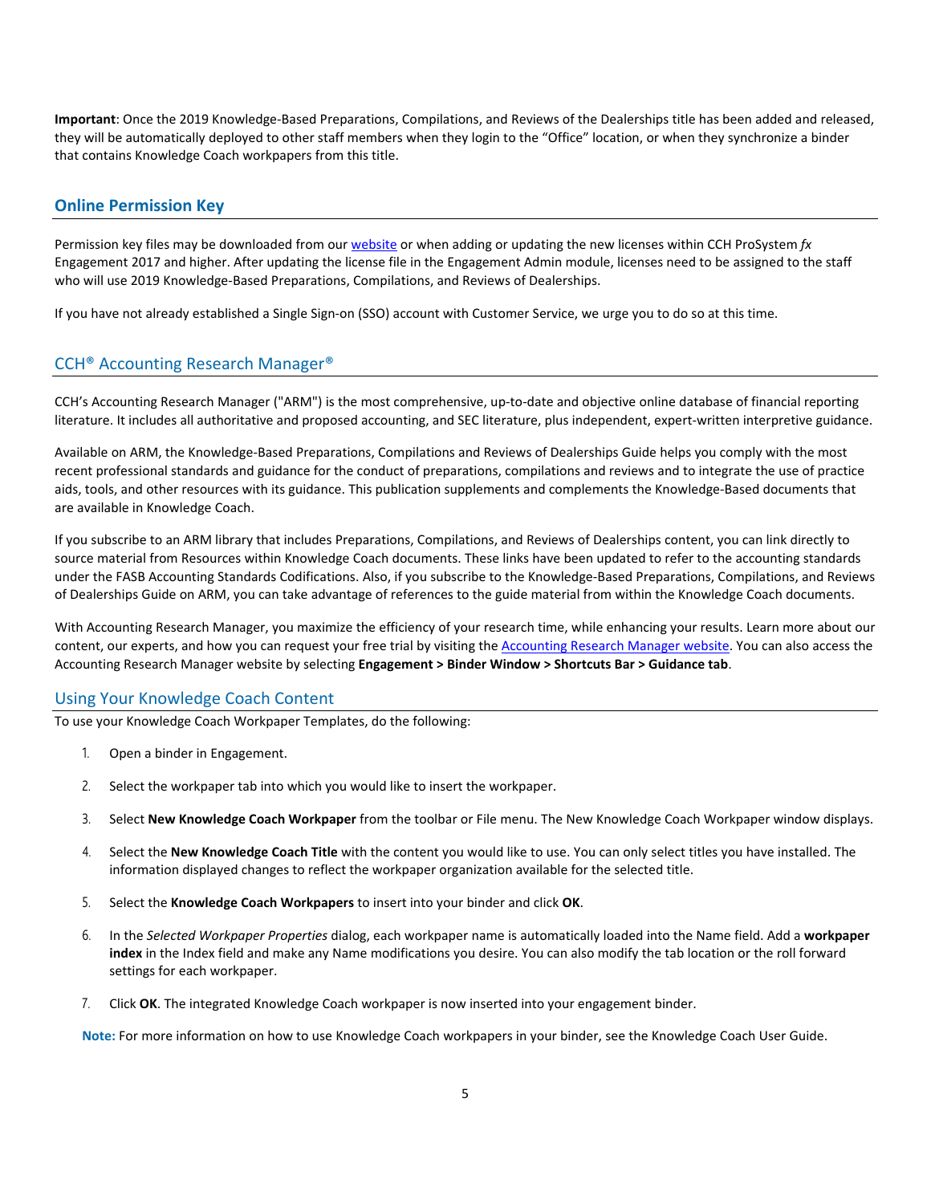**Important**: Once the 2019 Knowledge-Based Preparations, Compilations, and Reviews of the Dealerships title has been added and released, they will be automatically deployed to other staff members when they login to the "Office" location, or when they synchronize a binder that contains Knowledge Coach workpapers from this title.

## Online Permission Key

Permission key files may be downloaded from our website or when adding or updating the new licenses within CCH ProSystem *fx* Engagement 2017 and higher. After updating the license file in the Engagement Admin module, licenses need to be assigned to the staff who will use 2019 Knowledge-Based Preparations, Compilations, and Reviews of Dealerships.

If you have not already established a Single Sign-on (SSO) account with Customer Service, we urge you to do so at this time.

## CCH® Accounting Research Manager®

CCH's Accounting Research Manager ("ARM") is the most comprehensive, up-to-date and objective online database of financial reporting literature. It includes all authoritative and proposed accounting, and SEC literature, plus independent, expert-written interpretive guidance.

Available on ARM, the Knowledge-Based Preparations, Compilations and Reviews of Dealerships Guide helps you comply with the most recent professional standards and guidance for the conduct of preparations, compilations and reviews and to integrate the use of practice aids, tools, and other resources with its guidance. This publication supplements and complements the Knowledge-Based documents that are available in Knowledge Coach.

If you subscribe to an ARM library that includes Preparations, Compilations, and Reviews of Dealerships content, you can link directly to source material from Resources within Knowledge Coach documents. These links have been updated to refer to the accounting standards under the FASB Accounting Standards Codifications. Also, if you subscribe to the Knowledge-Based Preparations, Compilations, and Reviews of Dealerships Guide on ARM, you can take advantage of references to the guide material from within the Knowledge Coach documents.

With Accounting Research Manager, you maximize the efficiency of your research time, while enhancing your results. Learn more about our content, our experts, and how you can request your free trial by visiting the Accounting Research Manager website. You can also access the Accounting Research Manager website by selecting **Engagement > Binder Window > Shortcuts Bar > Guidance tab**.

## Using Your Knowledge Coach Content

To use your Knowledge Coach Workpaper Templates, do the following:

1. Open a binder in Engagement.
2. Select the workpaper tab into which you would like to insert the workpaper.
3. Select **New Knowledge Coach Workpaper** from the toolbar or File menu. The New Knowledge Coach Workpaper window displays.
4. Select the **New Knowledge Coach Title** with the content you would like to use. You can only select titles you have installed. The information displayed changes to reflect the workpaper organization available for the selected title.
5. Select the **Knowledge Coach Workpapers** to insert into your binder and click **OK**.
6. In the *Selected Workpaper Properties* dialog, each workpaper name is automatically loaded into the Name field. Add a **workpaper index** in the Index field and make any Name modifications you desire. You can also modify the tab location or the roll forward settings for each workpaper.
7. Click **OK**. The integrated Knowledge Coach workpaper is now inserted into your engagement binder.

**Note:** For more information on how to use Knowledge Coach workpapers in your binder, see the Knowledge Coach User Guide.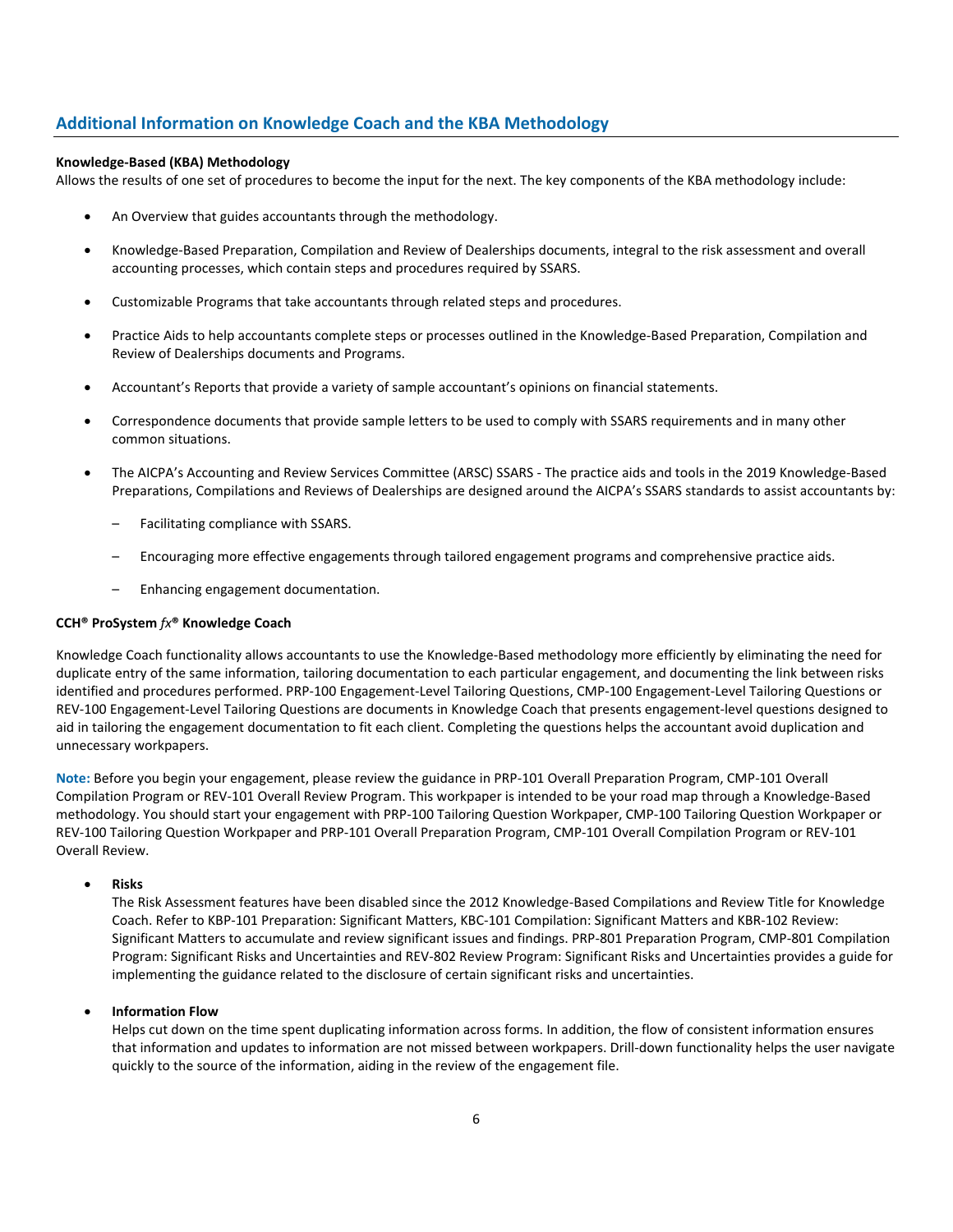## Additional Information on Knowledge Coach and the KBA Methodology

**Knowledge-Based (KBA) Methodology**

Allows the results of one set of procedures to become the input for the next. The key components of the KBA methodology include:

- An Overview that guides accountants through the methodology.
- Knowledge-Based Preparation, Compilation and Review of Dealerships documents, integral to the risk assessment and overall accounting processes, which contain steps and procedures required by SSARS.
- Customizable Programs that take accountants through related steps and procedures.
- Practice Aids to help accountants complete steps or processes outlined in the Knowledge-Based Preparation, Compilation and Review of Dealerships documents and Programs.
- Accountant's Reports that provide a variety of sample accountant's opinions on financial statements.
- Correspondence documents that provide sample letters to be used to comply with SSARS requirements and in many other common situations.
- The AICPA's Accounting and Review Services Committee (ARSC) SSARS - The practice aids and tools in the 2019 Knowledge-Based Preparations, Compilations and Reviews of Dealerships are designed around the AICPA's SSARS standards to assist accountants by:
  - Facilitating compliance with SSARS.
  - Encouraging more effective engagements through tailored engagement programs and comprehensive practice aids.
  - Enhancing engagement documentation.

**CCH® ProSystem *fx*® Knowledge Coach**

Knowledge Coach functionality allows accountants to use the Knowledge-Based methodology more efficiently by eliminating the need for duplicate entry of the same information, tailoring documentation to each particular engagement, and documenting the link between risks identified and procedures performed. PRP-100 Engagement-Level Tailoring Questions, CMP-100 Engagement-Level Tailoring Questions or REV-100 Engagement-Level Tailoring Questions are documents in Knowledge Coach that presents engagement-level questions designed to aid in tailoring the engagement documentation to fit each client. Completing the questions helps the accountant avoid duplication and unnecessary workpapers.

**Note:** Before you begin your engagement, please review the guidance in PRP-101 Overall Preparation Program, CMP-101 Overall Compilation Program or REV-101 Overall Review Program. This workpaper is intended to be your road map through a Knowledge-Based methodology. You should start your engagement with PRP-100 Tailoring Question Workpaper, CMP-100 Tailoring Question Workpaper or REV-100 Tailoring Question Workpaper and PRP-101 Overall Preparation Program, CMP-101 Overall Compilation Program or REV-101 Overall Review.

- **Risks**
  The Risk Assessment features have been disabled since the 2012 Knowledge-Based Compilations and Review Title for Knowledge Coach. Refer to KBP-101 Preparation: Significant Matters, KBC-101 Compilation: Significant Matters and KBR-102 Review: Significant Matters to accumulate and review significant issues and findings. PRP-801 Preparation Program, CMP-801 Compilation Program: Significant Risks and Uncertainties and REV-802 Review Program: Significant Risks and Uncertainties provides a guide for implementing the guidance related to the disclosure of certain significant risks and uncertainties.

- **Information Flow**
  Helps cut down on the time spent duplicating information across forms. In addition, the flow of consistent information ensures that information and updates to information are not missed between workpapers. Drill-down functionality helps the user navigate quickly to the source of the information, aiding in the review of the engagement file.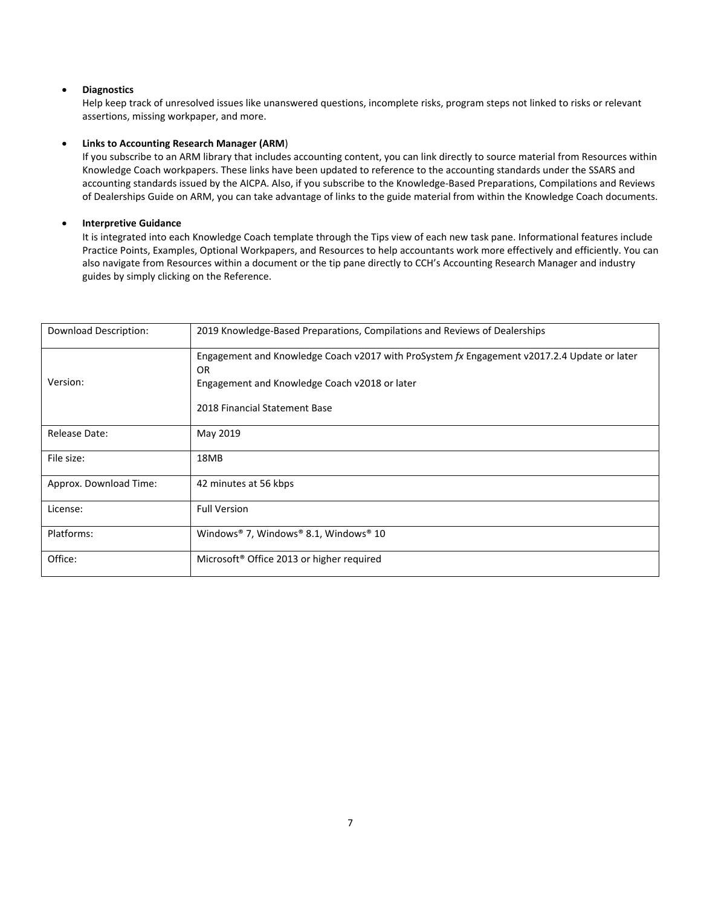- **Diagnostics**
  Help keep track of unresolved issues like unanswered questions, incomplete risks, program steps not linked to risks or relevant assertions, missing workpaper, and more.

- **Links to Accounting Research Manager (ARM**)
  If you subscribe to an ARM library that includes accounting content, you can link directly to source material from Resources within Knowledge Coach workpapers. These links have been updated to reference to the accounting standards under the SSARS and accounting standards issued by the AICPA. Also, if you subscribe to the Knowledge-Based Preparations, Compilations and Reviews of Dealerships Guide on ARM, you can take advantage of links to the guide material from within the Knowledge Coach documents.

- **Interpretive Guidance**
  It is integrated into each Knowledge Coach template through the Tips view of each new task pane. Informational features include Practice Points, Examples, Optional Workpapers, and Resources to help accountants work more effectively and efficiently. You can also navigate from Resources within a document or the tip pane directly to CCH's Accounting Research Manager and industry guides by simply clicking on the Reference.

| | |
|---|---|
| Download Description: | 2019 Knowledge-Based Preparations, Compilations and Reviews of Dealerships |
| Version: | Engagement and Knowledge Coach v2017 with ProSystem *fx* Engagement v2017.2.4 Update or later<br>OR<br>Engagement and Knowledge Coach v2018 or later<br><br>2018 Financial Statement Base |
| Release Date: | May 2019 |
| File size: | 18MB |
| Approx. Download Time: | 42 minutes at 56 kbps |
| License: | Full Version |
| Platforms: | Windows® 7, Windows® 8.1, Windows® 10 |
| Office: | Microsoft® Office 2013 or higher required |